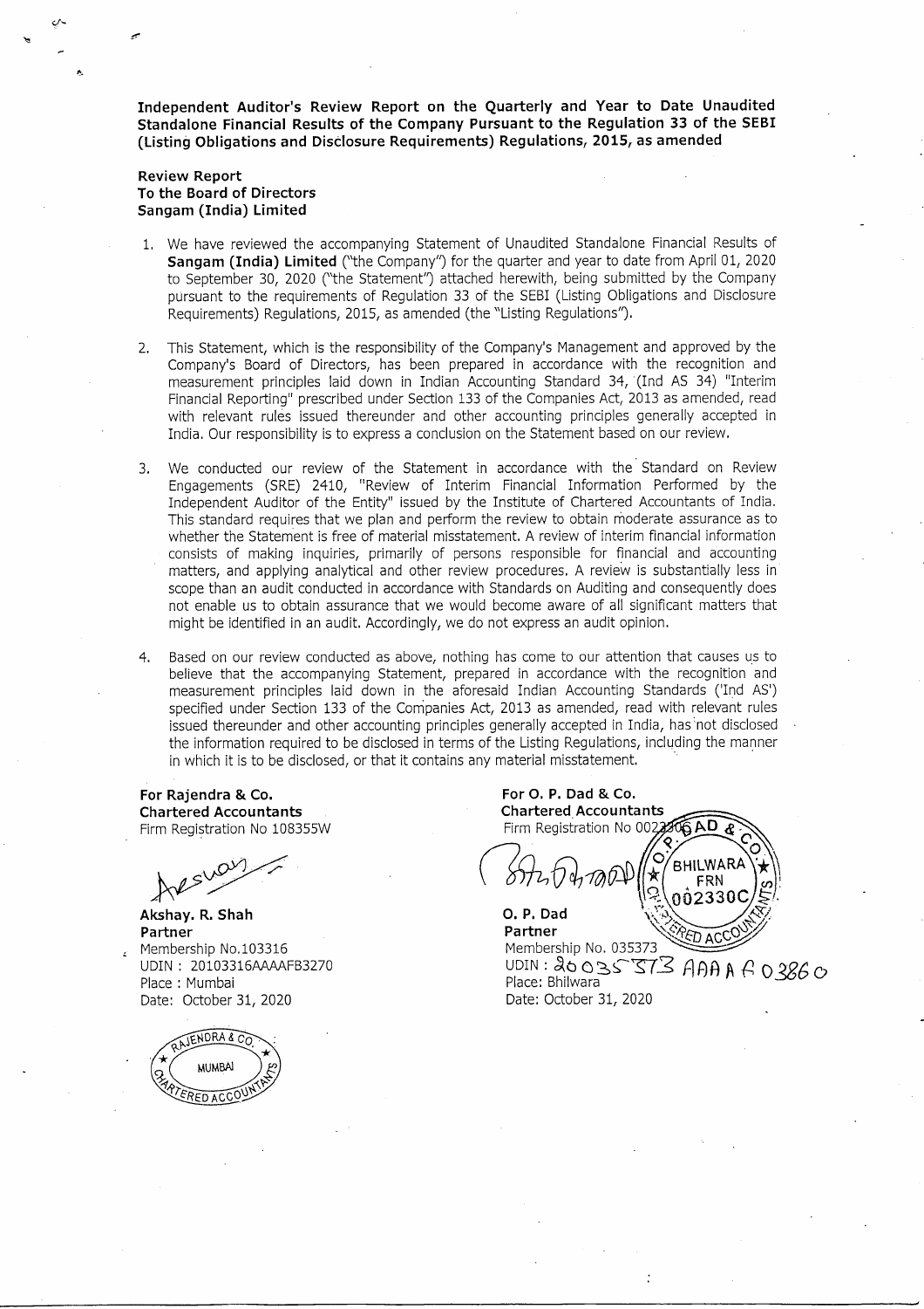**Independent Auditor's Review Report on the Quarterly and Year to Date Unaudited Standalone Financial Results of the Company Pursuant to the Regulation 33 of the SEBI (Listing Obligations and Disclosure Requirements) Regulations, 2015, as amended**

**Review Report**
**To the Board of Directors**
**Sangam (India) Limited**

1. We have reviewed the accompanying Statement of Unaudited Standalone Financial Results of **Sangam (India) Limited** ("the Company") for the quarter and year to date from April 01, 2020 to September 30, 2020 ("the Statement") attached herewith, being submitted by the Company pursuant to the requirements of Regulation 33 of the SEBI (Listing Obligations and Disclosure Requirements) Regulations, 2015, as amended (the "Listing Regulations").

2. This Statement, which is the responsibility of the Company's Management and approved by the Company's Board of Directors, has been prepared in accordance with the recognition and measurement principles laid down in Indian Accounting Standard 34, (Ind AS 34) "Interim Financial Reporting" prescribed under Section 133 of the Companies Act, 2013 as amended, read with relevant rules issued thereunder and other accounting principles generally accepted in India. Our responsibility is to express a conclusion on the Statement based on our review.

3. We conducted our review of the Statement in accordance with the Standard on Review Engagements (SRE) 2410, "Review of Interim Financial Information Performed by the Independent Auditor of the Entity" issued by the Institute of Chartered Accountants of India. This standard requires that we plan and perform the review to obtain moderate assurance as to whether the Statement is free of material misstatement. A review of interim financial information consists of making inquiries, primarily of persons responsible for financial and accounting matters, and applying analytical and other review procedures. A review is substantially less in scope than an audit conducted in accordance with Standards on Auditing and consequently does not enable us to obtain assurance that we would become aware of all significant matters that might be identified in an audit. Accordingly, we do not express an audit opinion.

4. Based on our review conducted as above, nothing has come to our attention that causes us to believe that the accompanying Statement, prepared in accordance with the recognition and measurement principles laid down in the aforesaid Indian Accounting Standards ('Ind AS') specified under Section 133 of the Companies Act, 2013 as amended, read with relevant rules issued thereunder and other accounting principles generally accepted in India, has not disclosed the information required to be disclosed in terms of the Listing Regulations, including the manner in which it is to be disclosed, or that it contains any material misstatement.

**For Rajendra & Co.**
**Chartered Accountants**
Firm Registration No 108355W

**Akshay. R. Shah**
**Partner**
Membership No.103316
UDIN : 20103316AAAAFB3270
Place : Mumbai
Date: October 31, 2020

**For O. P. Dad & Co.**
**Chartered Accountants**
Firm Registration No 002330C

**O. P. Dad**
**Partner**
Membership No. 035373
UDIN : 20035373AAAAFO3860
Place: Bhilwara
Date: October 31, 2020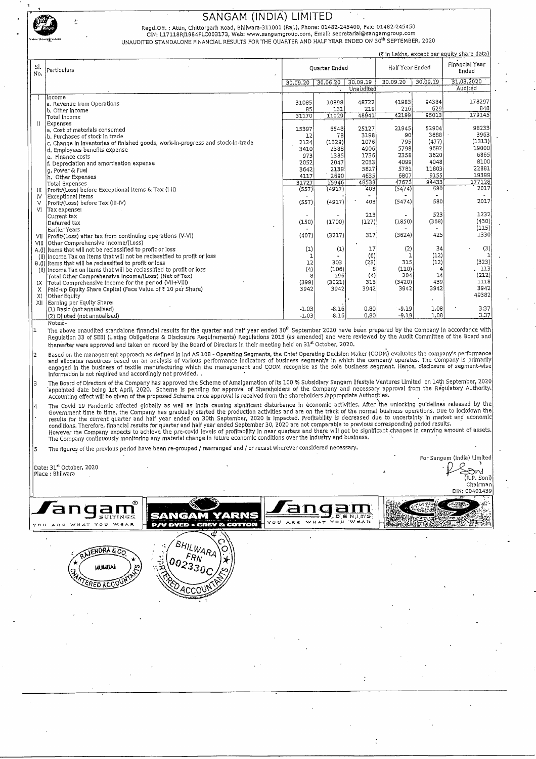# SANGAM (INDIA) LIMITED

Regd.Off. : Atun, Chittorgarh Road, Bhilwara-311001 (Raj.), Phone: 01482-245400, Fax: 01482-245450
CIN: L17118RJ1984PLC003173, Web: www.sangamgroup.com, Email: secretarial@sangamgroup.com

UNAUDITED STANDALONE FINANCIAL RESULTS FOR THE QUARTER AND HALF YEAR ENDED ON 30th SEPTEMBER, 2020

(₹ In Lakhs, except per equity share data)

| Sl. No. | Particulars | Quarter Ended | | | Half Year Ended | | Financial Year Ended |
|---|---|---|---|---|---|---|---|
| | | 30.09.20 | 30.06.20 | 30.09.19 | 30.09.20 | 30.09.19 | 31.03.2020 |
| | | | | Unaudited | | | Audited |
| I | Income | | | | | | |
| | a. Revenue from Operations | 31085 | 10898 | 48722 | 41983 | 94384 | 178297 |
| | b. Other Income | 85 | 131 | 219 | 216 | 629 | 848 |
| | Total Income | 31170 | 11029 | 48941 | 42199 | 95013 | 179145 |
| II | Expenses | | | | | | |
| | a. Cost of materials consumed | 15397 | 6548 | 25127 | 21945 | 52904 | 98233 |
| | b. Purchases of stock in trade | 12 | 78 | 3198 | 90 | 3688 | 3963 |
| | c. Change in inventories of finished goods, work-in-progress and stock-in-trade | 2124 | (1329) | 1076 | 795 | (477) | (1313) |
| | d. Employees benefits expense | 3410 | 2388 | 4906 | 5798 | 9692 | 19000 |
| | e. Finance costs | 973 | 1385 | 1736 | 2358 | 3620 | 6865 |
| | f. Depreciation and amortisation expense | 2052 | 2047 | 2033 | 4099 | 4048 | 8100 |
| | g. Power & Fuel | 3642 | 2139 | 5827 | 5781 | 11803 | 22881 |
| | h. Other Expenses | 4117 | 2690 | 4635 | 6807 | 9155 | 19399 |
| | Total Expenses | 31727 | 15946 | 48538 | 47673 | 94433 | 177128 |
| III | Profit/(Loss) before Exceptional Items & Tax (I-II) | (557) | (4917) | 403 | (5474) | 580 | 2017 |
| IV | Exceptional Items | - | - | - | - | - | - |
| V | Profit/(Loss) before Tax (III-IV) | (557) | (4917) | 403 | (5474) | 580 | 2017 |
| VI | Tax expense: | | | | | | |
| | Current tax | - | - | 213 | - | 523 | 1232 |
| | Deferred tax | (150) | (1700) | (127) | (1850) | (368) | (430) |
| | Earlier Years | - | - | - | - | - | (115) |
| VII | Profit/(Loss) after tax from continuing operations (V-VI) | (407) | (3217) | 317 | (3624) | 425 | 1330 |
| VIII | Other Comprehensive Income/(Loss) | | | | | | |
| | A.(I) Items that will not be reclassified to profit or loss | (1) | (1) | 17 | (2) | 34 | (3) |
| | (II) Income Tax on Items that will not be reclassified to profit or loss | 1 | - | (6) | 1 | (12) | 1 |
| | B.(I) Items that will be reclassified to profit or loss | 12 | 303 | (23) | 315 | (12) | (323) |
| | (II) Income Tax on items that will be reclassified to profit or loss | (4) | (106) | 8 | (110) | 4 | 113 |
| | Total Other Comprehensive Income/(Loss) (Net of Tax) | 8 | 196 | (4) | 204 | 14 | (212) |
| IX | Total Comprehensive Income for the period (VII+VIII) | (399) | (3021) | 313 | (3420) | 439 | 1118 |
| X | Paid-up Equity Share Capital (Face Value of ₹ 10 per Share) | 3942 | 3942 | 3942 | 3942 | 3942 | 3942 |
| XI | Other Equity | | | | | | 49382 |
| XII | Earning per Equity Share: | | | | | | |
| | (1) Basic (not annualised) | -1.03 | -8.16 | 0.80 | -9.19 | 1.08 | 3.37 |
| | (2) Diluted (not annualised) | -1.03 | -8.16 | 0.80 | -9.19 | 1.08 | 3.37 |

Notes:-

1. The above unaudited standalone financial results for the quarter and half year ended 30th September 2020 have been prepared by the Company in accordance with Regulation 33 of SEBI (Listing Obligations & Disclosure Requirements) Regulations 2015 (as amended) and were reviewed by the Audit Committee of the Board and thereafter were approved and taken on record by the Board of Directors in their meeting held on 31st October, 2020.

2. Based on the management approach as defined in Ind AS 108 - Operating Segments, the Chief Operating Decision Maker (CODM) evaluates the company's performance and allocates resources based on an analysis of various performance indicators of business segment/s in which the company operates. The Company is primarily engaged in the business of textile manufacturing which the management and CODM recognise as the sole business segment. Hence, disclosure of segment-wise information is not required and accordingly not provided. .

3. The Board of Directors of the Company has approved the Scheme of Amalgamation of its 100 % Subsidiary Sangam lifestyle Ventures Limited on 14th September, 2020 appointed date being 1st April, 2020. Scheme is pending for approval of Shareholders of the Company and necessary approval from the Regulatory Authority. Accounting effect will be given of the proposed Scheme once approval is received from the shareholders /appropriate Authorities.

4. The Covid 19 Pandemic affected globally as well as India causing significant disturbance in economic activities. After the unlocking guidelines released by the Government time to time, the Company has gradually started the production activities and are on the track of the normal business operations. Due to lockdown the results for the current quarter and half year ended on 30th September, 2020 is impacted. Profitability is decreased due to uncertainty in market and economic conditions. Therefore, financial results for quarter and half year ended September 30, 2020 are not comparable to previous corresponding period results.
However the Company expects to achieve the pre-covid levels of profitability in near quarters and there will not be significant changes in carrying amount of assets. The Company continuously monitoring any material change in future economic conditions over the industry and business.

5. The figures of the previous period have been re-grouped / rearranged and / or recast wherever considered necessary.

Date: 31st October, 2020
Place : Bhilwara

For Sangam (India) Limited

(R.P. Soni)
Chairman
DIN: 00401439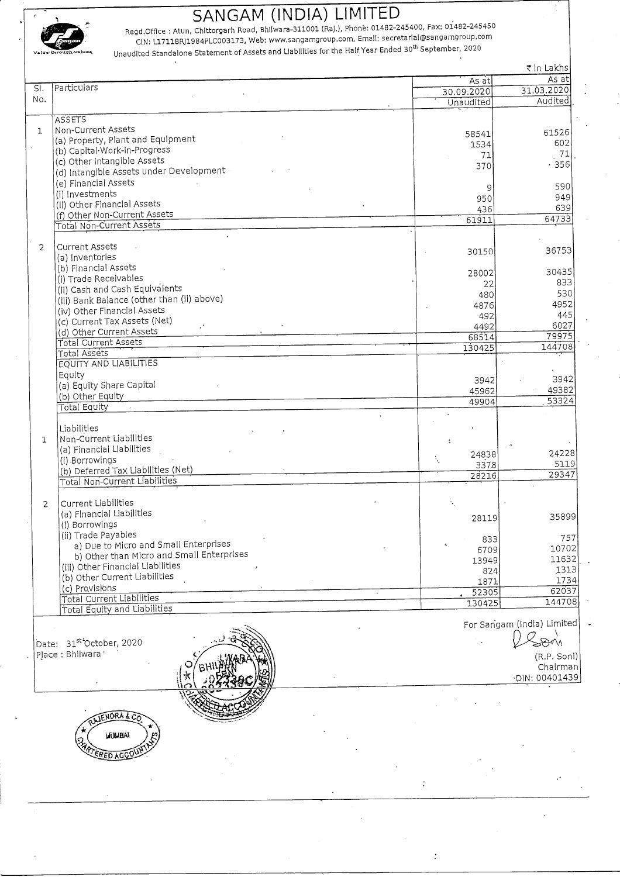# SANGAM (INDIA) LIMITED

Regd.Office : Atun, Chittorgarh Road, Bhilwara-311001 (Raj.), Phone: 01482-245400, Fax: 01482-245450
CIN: L17118RJ1984PLC003173, Web: www.sangamgroup.com, Email: secretarial@sangamgroup.com

Unaudited Standalone Statement of Assets and Liabilities for the Half Year Ended 30th September, 2020

₹ in Lakhs

| Sl. No. | Particulars | As at 30.09.2020 Unaudited | As at 31.03.2020 Audited |
|---|---|---|---|
| | **ASSETS** | | |
| 1 | Non-Current Assets | | |
| | (a) Property, Plant and Equipment | 58541 | 61526 |
| | (b) Capital-Work-in-Progress | 1534 | 602 |
| | (c) Other Intangible Assets | 71 | 71 |
| | (d) Intangible Assets under Development | 370 | 356 |
| | (e) Financial Assets | | |
| | (i) Investments | 9 | 590 |
| | (ii) Other Financial Assets | 950 | 949 |
| | (f) Other Non-Current Assets | 436 | 639 |
| | Total Non-Current Assets | 61911 | 64733 |
| 2 | Current Assets | | |
| | (a) Inventories | 30150 | 36753 |
| | (b) Financial Assets | | |
| | (i) Trade Receivables | 28002 | 30435 |
| | (ii) Cash and Cash Equivalents | 22 | 833 |
| | (iii) Bank Balance (other than (ii) above) | 480 | 530 |
| | (iv) Other Financial Assets | 4876 | 4952 |
| | (c) Current Tax Assets (Net) | 492 | 445 |
| | (d) Other Current Assets | 4492 | 6027 |
| | Total Current Assets | 68514 | 79975 |
| | Total Assets | 130425 | 144708 |
| | **EQUITY AND LIABILITIES** | | |
| | Equity | | |
| | (a) Equity Share Capital | 3942 | 3942 |
| | (b) Other Equity | 45962 | 49382 |
| | Total Equity | 49904 | 53324 |
| | Liabilities | | |
| 1 | Non-Current Liabilities | | |
| | (a) Financial Liabilities | | |
| | (i) Borrowings | 24838 | 24228 |
| | (b) Deferred Tax Liabilities (Net) | 3378 | 5119 |
| | Total Non-Current Liabilities | 28216 | 29347 |
| 2 | Current Liabilities | | |
| | (a) Financial Liabilities | | |
| | (i) Borrowings | 28119 | 35899 |
| | (ii) Trade Payables | | |
| | a) Due to Micro and Small Enterprises | 833 | 757 |
| | b) Other than Micro and Small Enterprises | 6709 | 10702 |
| | (iii) Other Financial Liabilities | 13949 | 11632 |
| | (b) Other Current Liabilities | 824 | 1313 |
| | (c) Provisions | 1871 | 1734 |
| | Total Current Liabilities | 52305 | 62037 |
| | Total Equity and Liabilities | 130425 | 144708 |

Date: 31st October, 2020
Place : Bhilwara

For Sangam (India) Limited

(R.P. Soni)
Chairman
DIN: 00401439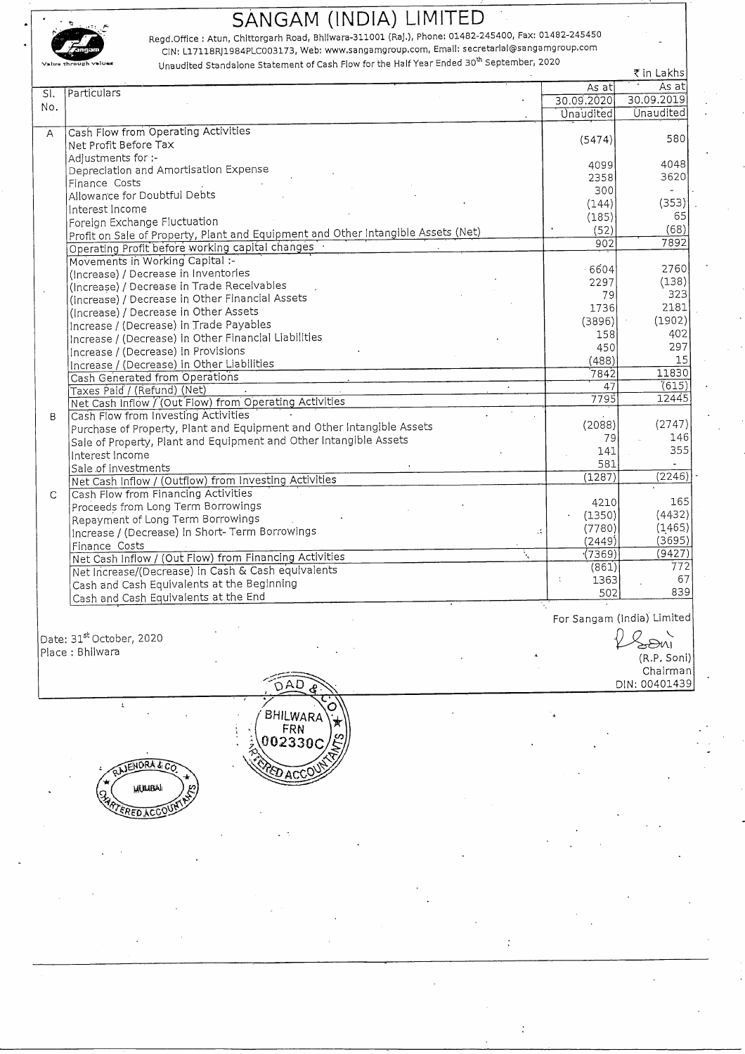# SANGAM (INDIA) LIMITED

Regd.Office : Atun, Chittorgarh Road, Bhilwara-311001 (Raj.), Phone: 01482-245400, Fax: 01482-245450
CIN: L17118RJ1984PLC003173, Web: www.sangamgroup.com, Email: secretarial@sangamgroup.com

Unaudited Standalone Statement of Cash Flow for the Half Year Ended 30[th] September, 2020

₹ in Lakhs

| Sl. No. | Particulars | As at 30.09.2020 Unaudited | As at 30.09.2019 Unaudited |
|---|---|---|---|
| A | Cash Flow from Operating Activities | | |
| | Net Profit Before Tax | (5474) | 580 |
| | Adjustments for :- | | |
| | Depreciation and Amortisation Expense | 4099 | 4048 |
| | Finance Costs | 2358 | 3620 |
| | Allowance for Doubtful Debts | 300 | - |
| | Interest Income | (144) | (353) |
| | Foreign Exchange Fluctuation | (185) | 65 |
| | Profit on Sale of Property, Plant and Equipment and Other Intangible Assets (Net) | (52) | (68) |
| | Operating Profit before working capital changes | 902 | 7892 |
| | Movements in Working Capital :- | | |
| | (Increase) / Decrease in Inventories | 6604 | 2760 |
| | (Increase) / Decrease in Trade Receivables | 2297 | (138) |
| | (Increase) / Decrease in Other Financial Assets | 79 | 323 |
| | (Increase) / Decrease in Other Assets | 1736 | 2181 |
| | Increase / (Decrease) in Trade Payables | (3896) | (1902) |
| | Increase / (Decrease) in Other Financial Liabilities | 158 | 402 |
| | Increase / (Decrease) in Provisions | 450 | 297 |
| | Increase / (Decrease) in Other Liabilities | (488) | 15 |
| | Cash Generated from Operations | 7842 | 11830 |
| | Taxes Paid / (Refund) (Net) | 47 | (615) |
| | Net Cash Inflow / (Out Flow) from Operating Activities | 7795 | 12445 |
| B | Cash Flow from Investing Activities | | |
| | Purchase of Property, Plant and Equipment and Other Intangible Assets | (2088) | (2747) |
| | Sale of Property, Plant and Equipment and Other Intangible Assets | 79 | 146 |
| | Interest Income | 141 | 355 |
| | Sale of Investments | 581 | - |
| | Net Cash Inflow / (Outflow) from Investing Activities | (1287) | (2246) |
| C | Cash Flow from Financing Activities | | |
| | Proceeds from Long Term Borrowings | 4210 | 165 |
| | Repayment of Long Term Borrowings | (1350) | (4432) |
| | Increase / (Decrease) in Short- Term Borrowings | (7780) | (1465) |
| | Finance Costs | (2449) | (3695) |
| | Net Cash Inflow / (Out Flow) from Financing Activities | (7369) | (9427) |
| | Net Increase/(Decrease) in Cash & Cash equivalents | (861) | 772 |
| | Cash and Cash Equivalents at the Beginning | 1363 | 67 |
| | Cash and Cash Equivalents at the End | 502 | 839 |

For Sangam (India) Limited

Date: 31[st] October, 2020
Place : Bhilwara

(R.P. Soni)
Chairman
DIN: 00401439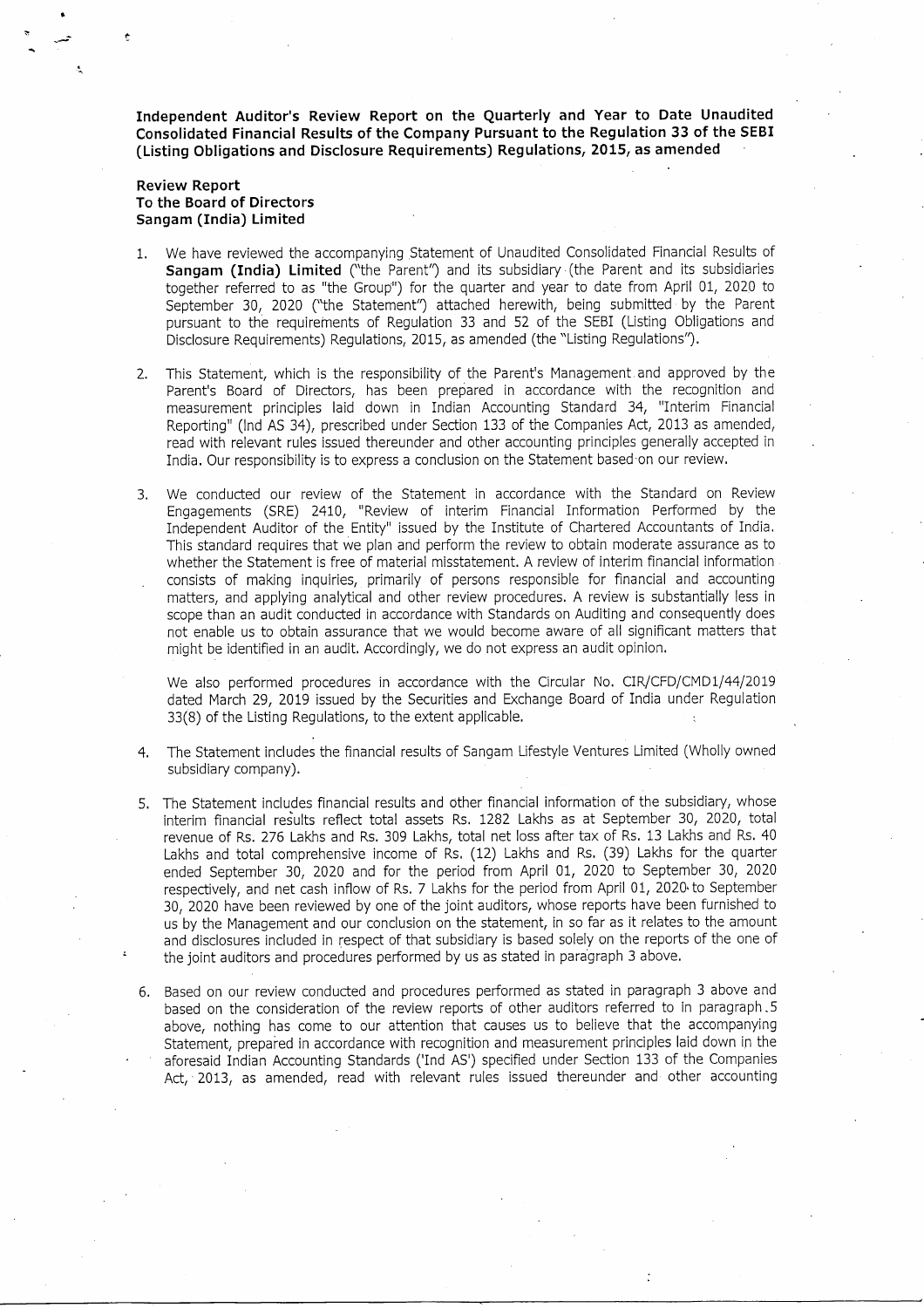**Independent Auditor's Review Report on the Quarterly and Year to Date Unaudited Consolidated Financial Results of the Company Pursuant to the Regulation 33 of the SEBI (Listing Obligations and Disclosure Requirements) Regulations, 2015, as amended**

**Review Report**
**To the Board of Directors**
**Sangam (India) Limited**

1. We have reviewed the accompanying Statement of Unaudited Consolidated Financial Results of **Sangam (India) Limited** ("the Parent") and its subsidiary (the Parent and its subsidiaries together referred to as "the Group") for the quarter and year to date from April 01, 2020 to September 30, 2020 ("the Statement") attached herewith, being submitted by the Parent pursuant to the requirements of Regulation 33 and 52 of the SEBI (Listing Obligations and Disclosure Requirements) Regulations, 2015, as amended (the "Listing Regulations").

2. This Statement, which is the responsibility of the Parent's Management and approved by the Parent's Board of Directors, has been prepared in accordance with the recognition and measurement principles laid down in Indian Accounting Standard 34, "Interim Financial Reporting" (Ind AS 34), prescribed under Section 133 of the Companies Act, 2013 as amended, read with relevant rules issued thereunder and other accounting principles generally accepted in India. Our responsibility is to express a conclusion on the Statement based on our review.

3. We conducted our review of the Statement in accordance with the Standard on Review Engagements (SRE) 2410, "Review of interim Financial Information Performed by the Independent Auditor of the Entity" issued by the Institute of Chartered Accountants of India. This standard requires that we plan and perform the review to obtain moderate assurance as to whether the Statement is free of material misstatement. A review of interim financial information consists of making inquiries, primarily of persons responsible for financial and accounting matters, and applying analytical and other review procedures. A review is substantially less in scope than an audit conducted in accordance with Standards on Auditing and consequently does not enable us to obtain assurance that we would become aware of all significant matters that might be identified in an audit. Accordingly, we do not express an audit opinion.

   We also performed procedures in accordance with the Circular No. CIR/CFD/CMD1/44/2019 dated March 29, 2019 issued by the Securities and Exchange Board of India under Regulation 33(8) of the Listing Regulations, to the extent applicable.

4. The Statement includes the financial results of Sangam Lifestyle Ventures Limited (Wholly owned subsidiary company).

5. The Statement includes financial results and other financial information of the subsidiary, whose interim financial results reflect total assets Rs. 1282 Lakhs as at September 30, 2020, total revenue of Rs. 276 Lakhs and Rs. 309 Lakhs, total net loss after tax of Rs. 13 Lakhs and Rs. 40 Lakhs and total comprehensive income of Rs. (12) Lakhs and Rs. (39) Lakhs for the quarter ended September 30, 2020 and for the period from April 01, 2020 to September 30, 2020 respectively, and net cash inflow of Rs. 7 Lakhs for the period from April 01, 2020 to September 30, 2020 have been reviewed by one of the joint auditors, whose reports have been furnished to us by the Management and our conclusion on the statement, in so far as it relates to the amount and disclosures included in respect of that subsidiary is based solely on the reports of the one of the joint auditors and procedures performed by us as stated in paragraph 3 above.

6. Based on our review conducted and procedures performed as stated in paragraph 3 above and based on the consideration of the review reports of other auditors referred to in paragraph 5 above, nothing has come to our attention that causes us to believe that the accompanying Statement, prepared in accordance with recognition and measurement principles laid down in the aforesaid Indian Accounting Standards ('Ind AS') specified under Section 133 of the Companies Act, 2013, as amended, read with relevant rules issued thereunder and other accounting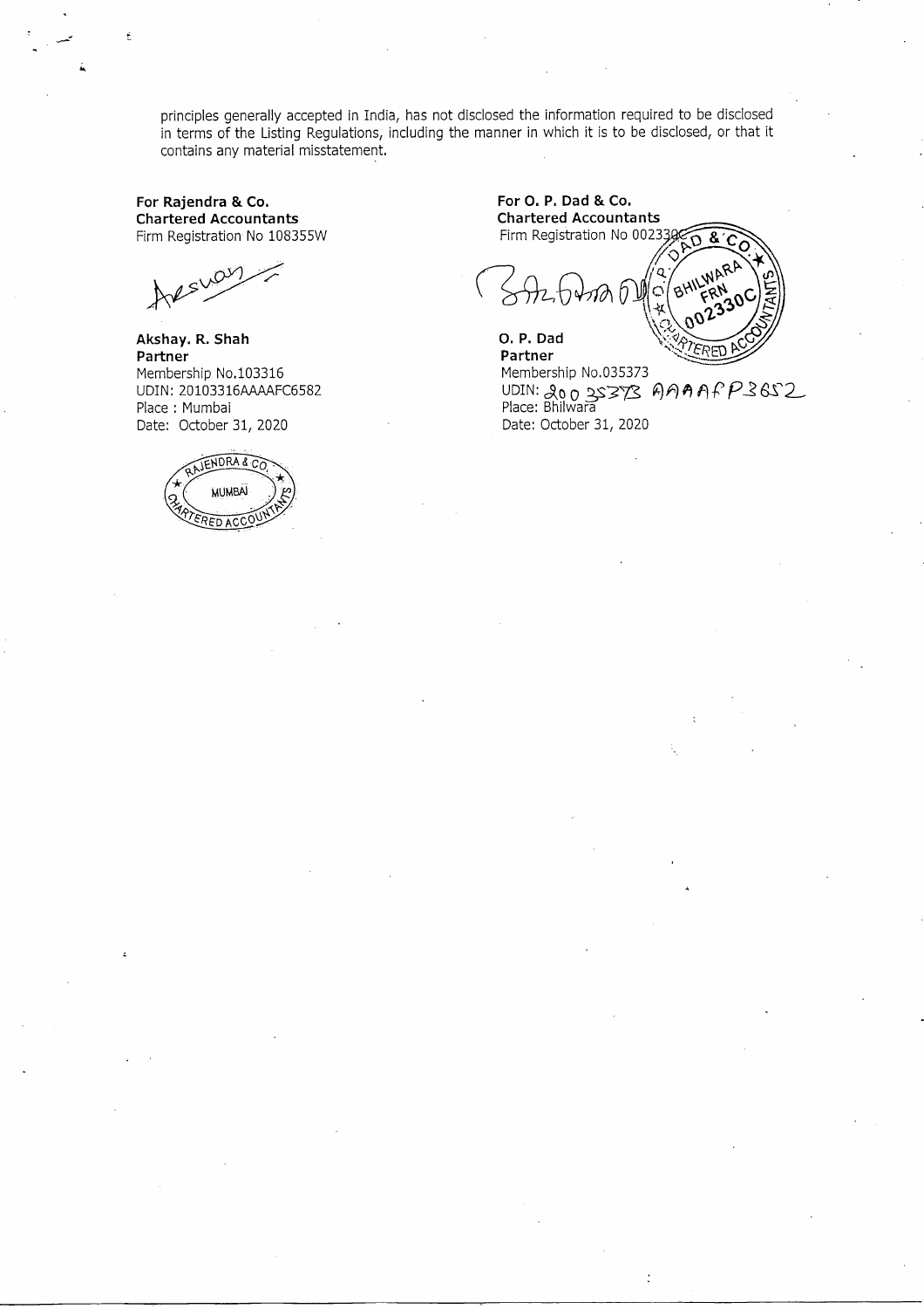principles generally accepted in India, has not disclosed the information required to be disclosed in terms of the Listing Regulations, including the manner in which it is to be disclosed, or that it contains any material misstatement.

**For Rajendra & Co.**
**Chartered Accountants**
Firm Registration No 108355W

**Akshay. R. Shah**
**Partner**
Membership No.103316
UDIN: 20103316AAAAFC6582
Place : Mumbai
Date: October 31, 2020

**For O. P. Dad & Co.**
**Chartered Accountants**
Firm Registration No 002330C

**O. P. Dad**
**Partner**
Membership No.035373
UDIN: 20035373AAAAFP3652
Place: Bhilwara
Date: October 31, 2020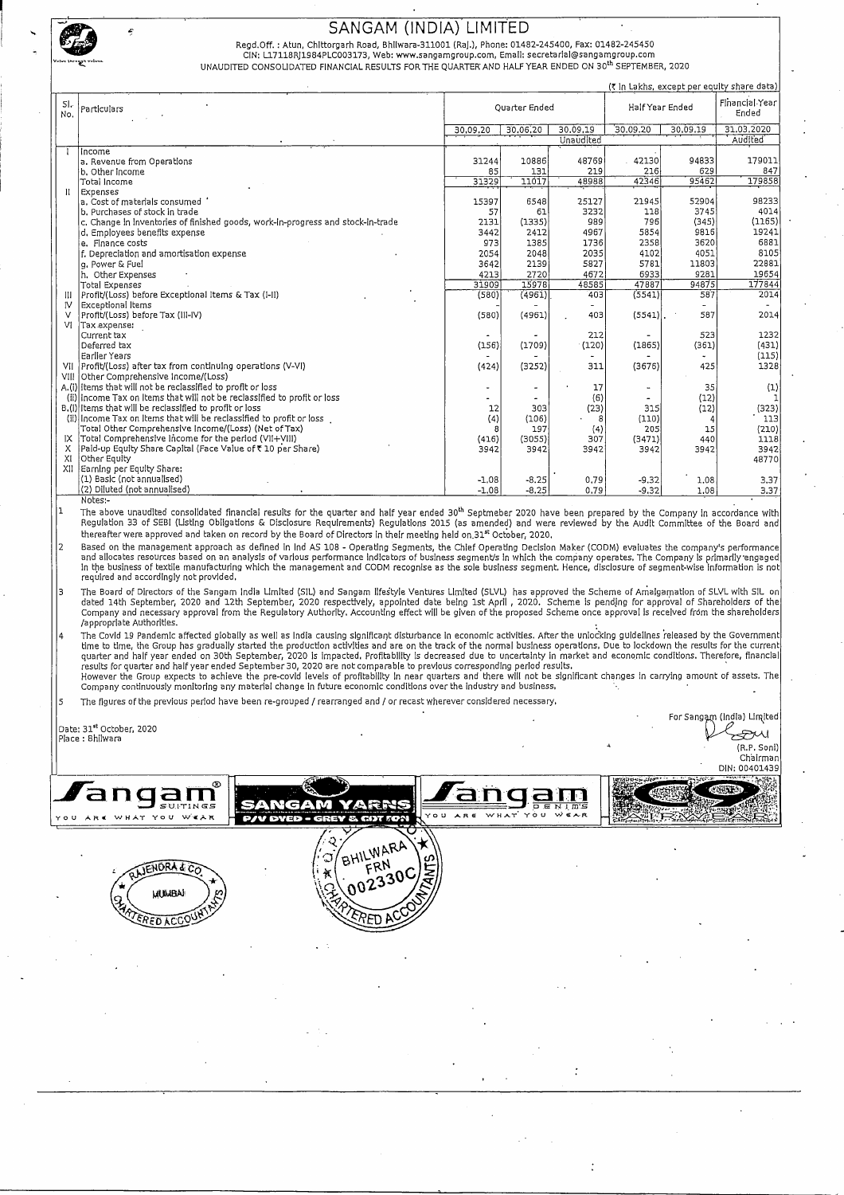# SANGAM (INDIA) LIMITED

Regd.Off. : Atun, Chittorgarh Road, Bhilwara-311001 (Raj.), Phone: 01482-245400, Fax: 01482-245450
CIN: L17118RJ1984PLC003173, Web: www.sangamgroup.com, Email: secretarial@sangamgroup.com

UNAUDITED CONSOLIDATED FINANCIAL RESULTS FOR THE QUARTER AND HALF YEAR ENDED ON 30[th] SEPTEMBER, 2020

(₹ in Lakhs, except per equity share data)

| Sl. No. | Particulars | Quarter Ended | | | Half Year Ended | | Financial Year Ended |
|---|---|---|---|---|---|---|---|
| | | 30.09.20 | 30.06.20 | 30.09.19 | 30.09.20 | 30.09.19 | 31.03.2020 |
| | | | | Unaudited | | | Audited |
| I | Income | | | | | | |
| | a. Revenue from Operations | 31244 | 10886 | 48769 | 42130 | 94833 | 179011 |
| | b. Other Income | 85 | 131 | 219 | 216 | 629 | 847 |
| | Total Income | 31329 | 11017 | 48988 | 42346 | 95462 | 179858 |
| II | Expenses | | | | | | |
| | a. Cost of materials consumed | 15397 | 6548 | 25127 | 21945 | 52904 | 98233 |
| | b. Purchases of stock in trade | 57 | 61 | 3232 | 118 | 3745 | 4014 |
| | c. Change in inventories of finished goods, work-in-progress and stock-in-trade | 2131 | (1335) | 989 | 796 | (345) | (1165) |
| | d. Employees benefits expense | 3442 | 2412 | 4967 | 5854 | 9816 | 19241 |
| | e. Finance costs | 973 | 1385 | 1736 | 2358 | 3620 | 6881 |
| | f. Depreciation and amortisation expense | 2054 | 2048 | 2035 | 4102 | 4051 | 8105 |
| | g. Power & Fuel | 3642 | 2139 | 5827 | 5781 | 11803 | 22881 |
| | h. Other Expenses | 4213 | 2720 | 4672 | 6933 | 9281 | 19654 |
| | Total Expenses | 31909 | 15978 | 48585 | 47887 | 94875 | 177844 |
| III | Profit/(Loss) before Exceptional items & Tax (I-II) | (580) | (4961) | 403 | (5541) | 587 | 2014 |
| IV | Exceptional items | - | - | - | - | - | - |
| V | Profit/(Loss) before Tax (III-IV) | (580) | (4961) | 403 | (5541) | 587 | 2014 |
| VI | Tax expense: | | | | | | |
| | Current tax | - | - | 212 | - | 523 | 1232 |
| | Deferred tax | (156) | (1709) | (120) | (1865) | (361) | (431) |
| | Earlier Years | - | - | - | - | - | (115) |
| VII | Profit/(Loss) after tax from continuing operations (V-VI) | (424) | (3252) | 311 | (3676) | 425 | 1328 |
| VIII | Other Comprehensive Income/(Loss) | | | | | | |
| | A.(i) Items that will not be reclassified to profit or loss | - | - | 17 | - | 35 | (1) |
| | (ii) Income Tax on items that will not be reclassified to profit or loss | - | - | (6) | - | (12) | 1 |
| | B.(i) Items that will be reclassified to profit or loss | 12 | 303 | (23) | 315 | (12) | (323) |
| | (ii) Income Tax on items that will be reclassified to profit or loss | (4) | (106) | 8 | (110) | 4 | 113 |
| | Total Other Comprehensive Income/(Loss) (Net of Tax) | 8 | 197 | (4) | 205 | 15 | (210) |
| IX | Total Comprehensive Income for the period (VII+VIII) | (416) | (3055) | 307 | (3471) | 440 | 1118 |
| X | Paid-up Equity Share Capital (Face Value of ₹ 10 per Share) | 3942 | 3942 | 3942 | 3942 | 3942 | 3942 |
| XI | Other Equity | | | | | | 48770 |
| XII | Earning per Equity Share: | | | | | | |
| | (1) Basic (not annualised) | -1.08 | -8.25 | 0.79 | -9.32 | 1.08 | 3.37 |
| | (2) Diluted (not annualised) | -1.08 | -8.25 | 0.79 | -9.32 | 1.08 | 3.37 |

Notes:-

1. The above unaudited consolidated financial results for the quarter and half year ended 30[th] Septmeber 2020 have been prepared by the Company in accordance with Regulation 33 of SEBI (Listing Obligations & Disclosure Requirements) Regulations 2015 (as amended) and were reviewed by the Audit Committee of the Board and thereafter were approved and taken on record by the Board of Directors in their meeting held on 31[st] October, 2020.

2. Based on the management approach as defined in Ind AS 108 - Operating Segments, the Chief Operating Decision Maker (CODM) evaluates the company's performance and allocates resources based on an analysis of various performance indicators of business segment/s in which the company operates. The Company is primarily engaged in the business of textile manufacturing which the management and CODM recognise as the sole business segment. Hence, disclosure of segment-wise information is not required and accordingly not provided.

3. The Board of Directors of the Sangam India Limited (SIL) and Sangam lifestyle Ventures Limited (SLVL) has approved the Scheme of Amalgamation of SLVL with SIL on dated 14th September, 2020 and 12th September, 2020 respectively, appointed date being 1st April , 2020. Scheme is pending for approval of Shareholders of the Company and necessary approval from the Regulatory Authority. Accounting effect will be given of the proposed Scheme once approval is received from the shareholders /appropriate Authorities.

4. The Covid 19 Pandemic affected globally as well as India causing significant disturbance in economic activities. After the unlocking guidelines released by the Government time to time, the Group has gradually started the production activities and are on the track of the normal business operations. Due to lockdown the results for the current quarter and half year ended on 30th September, 2020 is impacted. Profitability is decreased due to uncertainty in market and economic conditions. Therefore, financial results for quarter and half year ended September 30, 2020 are not comparable to previous corresponding period results.
However the Group expects to achieve the pre-covid levels of profitability in near quarters and there will not be significant changes in carrying amount of assets. The Company continuously monitoring any material change in future economic conditions over the industry and business.

5. The figures of the previous period have been re-grouped / rearranged and / or recast wherever considered necessary.

Date: 31[st] October, 2020
Place : Bhilwara

For Sangam (India) Limited

(R.P. Soni)
Chairman
DIN: 00401439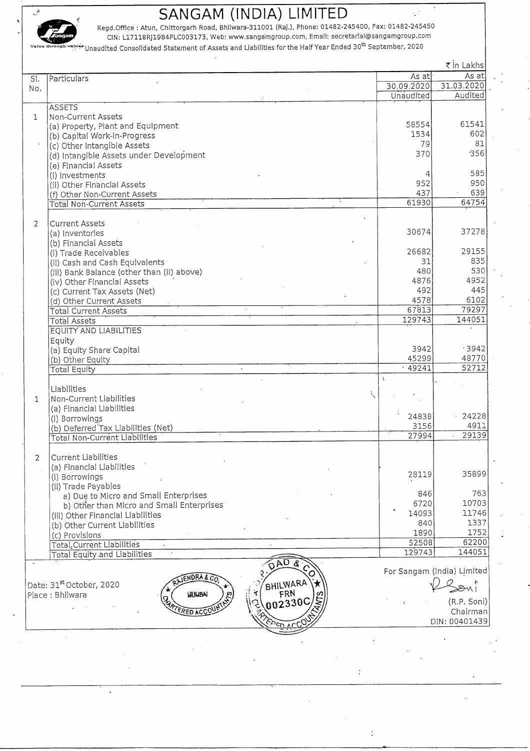# SANGAM (INDIA) LIMITED

Regd.Office : Atun, Chittorgarh Road, Bhilwara-311001 (Raj.), Phone: 01482-245400, Fax: 01482-245450
CIN: L17118RJ1984PLC003173, Web: www.sangamgroup.com, Email: secretarial@sangamgroup.com

Unaudited Consolidated Statement of Assets and Liabilities for the Half Year Ended 30th September, 2020

₹ in Lakhs

| Sl. No. | Particulars | As at 30.09.2020 Unaudited | As at 31.03.2020 Audited |
|---|---|---|---|
| | **ASSETS** | | |
| 1 | Non-Current Assets | | |
| | (a) Property, Plant and Equipment | 58554 | 61541 |
| | (b) Capital Work-in-Progress | 1534 | 602 |
| | (c) Other Intangible Assets | 79 | 81 |
| | (d) Intangible Assets under Development | 370 | 356 |
| | (e) Financial Assets | | |
| | (i) Investments | 4 | 585 |
| | (ii) Other Financial Assets | 952 | 950 |
| | (f) Other Non-Current Assets | 437 | 639 |
| | Total Non-Current Assets | 61930 | 64754 |
| 2 | Current Assets | | |
| | (a) Inventories | 30674 | 37278 |
| | (b) Financial Assets | | |
| | (i) Trade Receivables | 26682 | 29155 |
| | (ii) Cash and Cash Equivalents | 31 | 835 |
| | (iii) Bank Balance (other than (ii) above) | 480 | 530 |
| | (iv) Other Financial Assets | 4876 | 4952 |
| | (c) Current Tax Assets (Net) | 492 | 445 |
| | (d) Other Current Assets | 4578 | 6102 |
| | Total Current Assets | 67813 | 79297 |
| | Total Assets | 129743 | 144051 |
| | **EQUITY AND LIABILITIES** | | |
| | Equity | | |
| | (a) Equity Share Capital | 3942 | 3942 |
| | (b) Other Equity | 45299 | 48770 |
| | Total Equity | 49241 | 52712 |
| | Liabilities | | |
| 1 | Non-Current Liabilities | | |
| | (a) Financial Liabilities | | |
| | (i) Borrowings | 24838 | 24228 |
| | (b) Deferred Tax Liabilities (Net) | 3156 | 4911 |
| | Total Non-Current Liabilities | 27994 | 29139 |
| 2 | Current Liabilities | | |
| | (a) Financial Liabilities | | |
| | (i) Borrowings | 28119 | 35899 |
| | (ii) Trade Payables | | |
| | a) Due to Micro and Small Enterprises | 846 | 763 |
| | b) Other than Micro and Small Enterprises | 6720 | 10703 |
| | (iii) Other Financial Liabilities | 14093 | 11746 |
| | (b) Other Current Liabilities | 840 | 1337 |
| | (c) Provisions | 1890 | 1752 |
| | Total Current Liabilities | 52508 | 62200 |
| | Total Equity and Liabilities | 129743 | 144051 |

Date: 31st October, 2020
Place : Bhilwara

For Sangam (India) Limited

(R.P. Soni)
Chairman
DIN: 00401439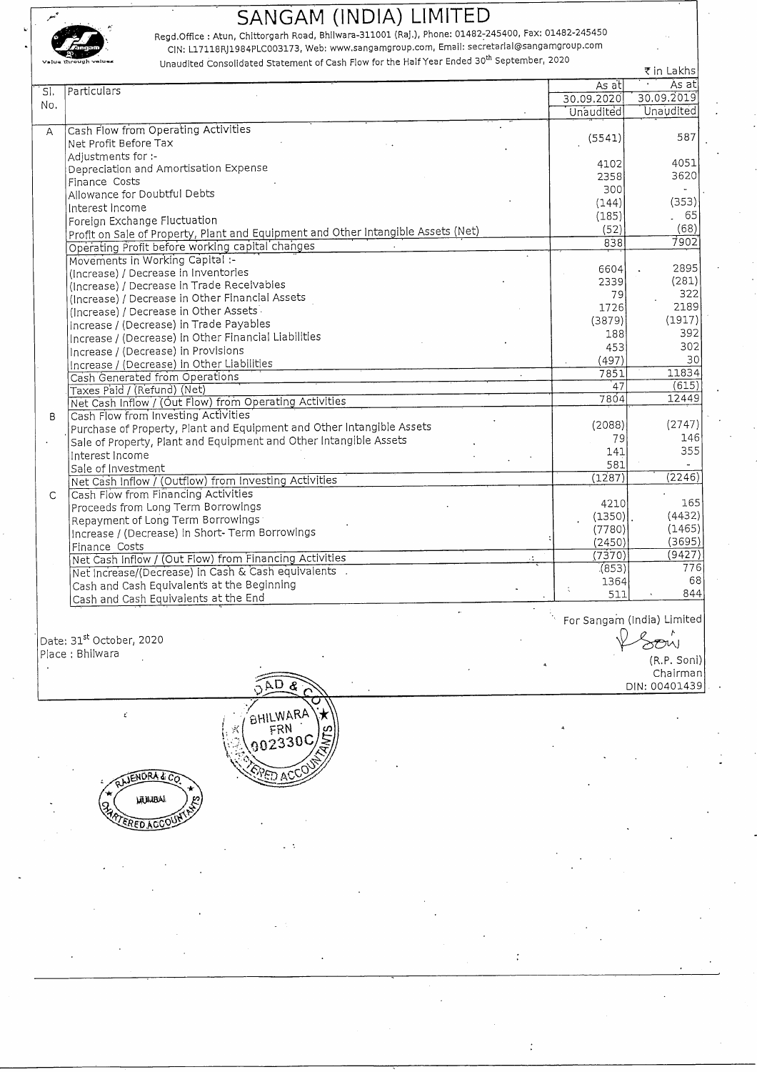# SANGAM (INDIA) LIMITED

Regd.Office : Atun, Chittorgarh Road, Bhilwara-311001 (Raj.), Phone: 01482-245400, Fax: 01482-245450
CIN: L17118RJ1984PLC003173, Web: www.sangamgroup.com, Email: secretarial@sangamgroup.com

Unaudited Consolidated Statement of Cash Flow for the Half Year Ended 30th September, 2020

₹ in Lakhs

| Sl. No. | Particulars | As at 30.09.2020 Unaudited | As at 30.09.2019 Unaudited |
|---|---|---|---|
| A | Cash Flow from Operating Activities | | |
| | Net Profit Before Tax | (5541) | 587 |
| | Adjustments for :- | | |
| | Depreciation and Amortisation Expense | 4102 | 4051 |
| | Finance Costs | 2358 | 3620 |
| | Allowance for Doubtful Debts | 300 | - |
| | Interest Income | (144) | (353) |
| | Foreign Exchange Fluctuation | (185) | 65 |
| | Profit on Sale of Property, Plant and Equipment and Other Intangible Assets (Net) | (52) | (68) |
| | Operating Profit before working capital changes | 838 | 7902 |
| | Movements in Working Capital :- | | |
| | (Increase) / Decrease in Inventories | 6604 | 2895 |
| | (Increase) / Decrease in Trade Receivables | 2339 | (281) |
| | (Increase) / Decrease in Other Financial Assets | 79 | 322 |
| | (Increase) / Decrease in Other Assets | 1726 | 2189 |
| | Increase / (Decrease) in Trade Payables | (3879) | (1917) |
| | Increase / (Decrease) in Other Financial Liabilities | 188 | 392 |
| | Increase / (Decrease) in Provisions | 453 | 302 |
| | Increase / (Decrease) in Other Liabilities | (497) | 30 |
| | Cash Generated from Operations | 7851 | 11834 |
| | Taxes Paid / (Refund) (Net) | 47 | (615) |
| | Net Cash Inflow / (Out Flow) from Operating Activities | 7804 | 12449 |
| B | Cash Flow from Investing Activities | | |
| | Purchase of Property, Plant and Equipment and Other Intangible Assets | (2088) | (2747) |
| | Sale of Property, Plant and Equipment and Other Intangible Assets | 79 | 146 |
| | Interest Income | 141 | 355 |
| | Sale of Investment | 581 | - |
| | Net Cash Inflow / (Outflow) from Investing Activities | (1287) | (2246) |
| C | Cash Flow from Financing Activities | | |
| | Proceeds from Long Term Borrowings | 4210 | 165 |
| | Repayment of Long Term Borrowings | (1350) | (4432) |
| | Increase / (Decrease) in Short- Term Borrowings | (7780) | (1465) |
| | Finance Costs | (2450) | (3695) |
| | Net Cash Inflow / (Out Flow) from Financing Activities | (7370) | (9427) |
| | Net Increase/(Decrease) in Cash & Cash equivalents | (853) | 776 |
| | Cash and Cash Equivalents at the Beginning | 1364 | 68 |
| | Cash and Cash Equivalents at the End | 511 | 844 |

Date: 31st October, 2020
Place : Bhilwara

For Sangam (India) Limited

(R.P. Soni)
Chairman
DIN: 00401439